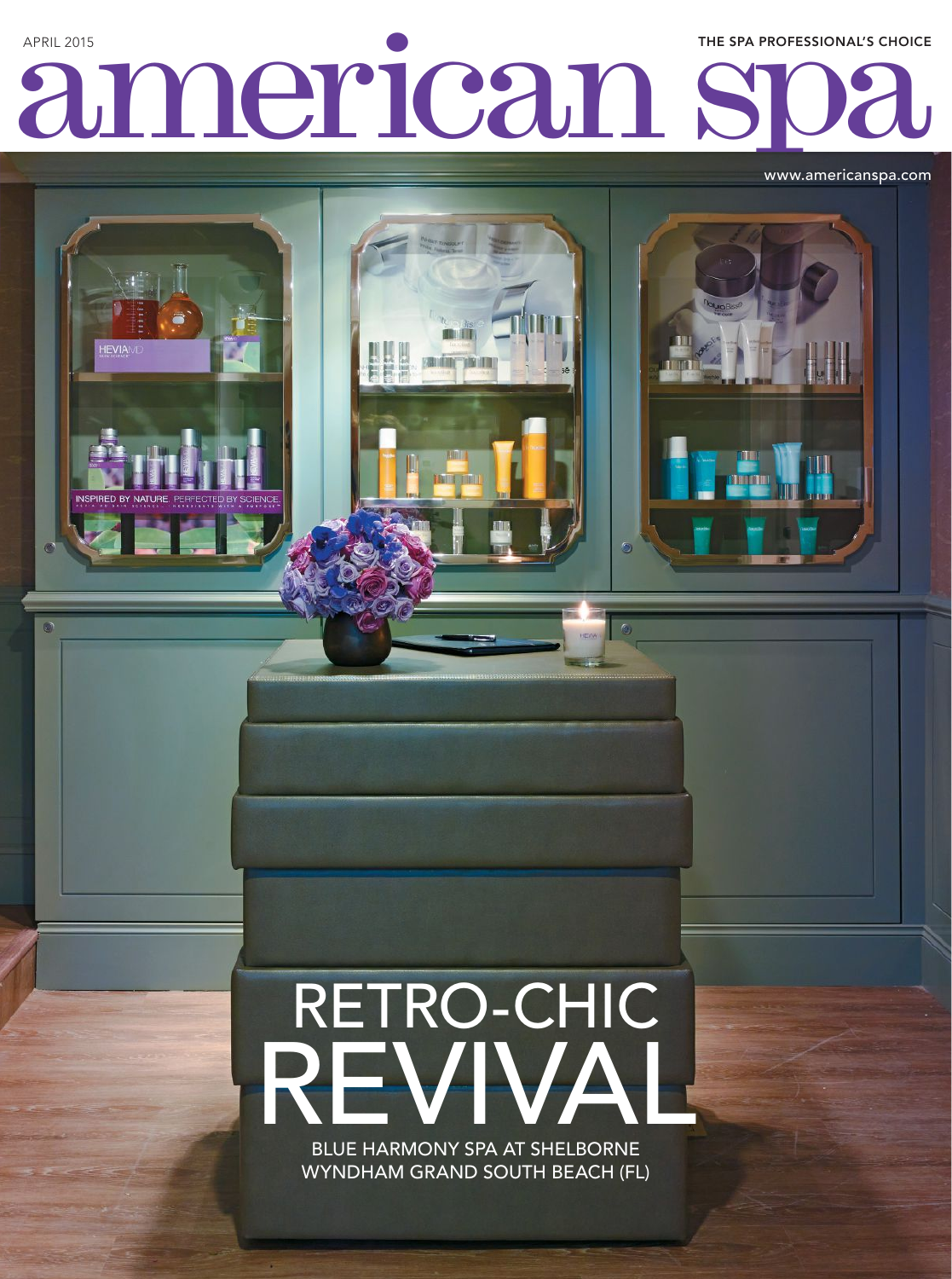APRIL 2015

THE SPA PROFESSIONAL'S CHOICE

# american spa

www.americanspa.com

## RETRO-CHIC REVIVAL

BLUE HARMONY SPA AT SHELBORNE WYNDHAM GRAND SOUTH BEACH (FL)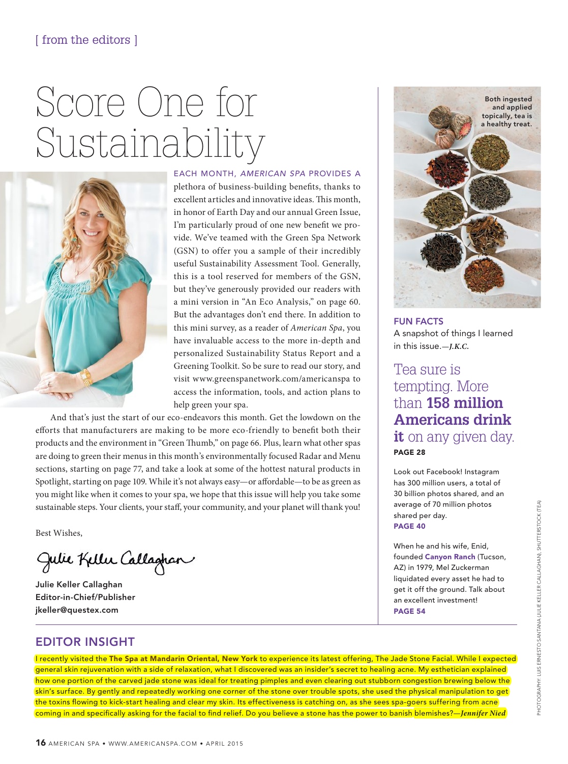[ from the editors ]

# Score One for Sustainability

EACH MONTH, *AMERICAN SPA* PROVIDES A plethora of business-building benefits, thanks to excellent articles and innovative ideas. This month, in honor of Earth Day and our annual Green Issue, I'm particularly proud of one new benefit we provide. We've teamed with the Green Spa Network (GSN) to offer you a sample of their incredibly useful Sustainability Assessment Tool. Generally, this is a tool reserved for members of the GSN, but they've generously provided our readers with a mini version in "An Eco Analysis," on page 60. But the advantages don't end there. In addition to this mini survey, as a reader of *American Spa*, you have invaluable access to the more in-depth and personalized Sustainability Status Report and a Greening Toolkit. So be sure to read our story, and visit www.greenspanetwork.com/americanspa to access the information, tools, and action plans to help green your spa.

And that's just the start of our eco-endeavors this month. Get the lowdown on the efforts that manufacturers are making to be more eco-friendly to benefit both their products and the environment in "Green Thumb," on page 66. Plus, learn what other spas are doing to green their menus in this month's environmentally focused Radar and Menu sections, starting on page 77, and take a look at some of the hottest natural products in Spotlight, starting on page 109. While it's not always easy—or affordable—to be as green as you might like when it comes to your spa, we hope that this issue will help you take some sustainable steps. Your clients, your staff, your community, and your planet will thank you!

Best Wishes,

Julie Keller Callaghan

**Julie Keller Callaghan**
**Editor-in-Chief/Publisher**
**jkeller@questex.com**

Both ingested and applied topically, tea is a healthy treat.

## FUN FACTS

A snapshot of things I learned in this issue.—***J.K.C.***

Tea sure is tempting. More than **158 million Americans drink it** on any given day.
**PAGE 28**

Look out Facebook! Instagram has 300 million users, a total of 30 billion photos shared, and an average of 70 million photos shared per day.
**PAGE 40**

When he and his wife, Enid, founded **Canyon Ranch** (Tucson, AZ) in 1979, Mel Zuckerman liquidated every asset he had to get it off the ground. Talk about an excellent investment!
**PAGE 54**

## EDITOR INSIGHT

I recently visited the **The Spa at Mandarin Oriental, New York** to experience its latest offering, The Jade Stone Facial. While I expected general skin rejuvenation with a side of relaxation, what I discovered was an insider's secret to healing acne. My esthetician explained how one portion of the carved jade stone was ideal for treating pimples and even clearing out stubborn congestion brewing below the skin's surface. By gently and repeatedly working one corner of the stone over trouble spots, she used the physical manipulation to get the toxins flowing to kick-start healing and clear my skin. Its effectiveness is catching on, as she sees spa-goers suffering from acne coming in and specifically asking for the facial to find relief. Do you believe a stone has the power to banish blemishes?—***Jennifer Nied***

PHOTOGRAPHY: LUIS ERNESTO SANTANA (JULIE KELLER CALLAGHAN), SHUTTERSTOCK (TEA)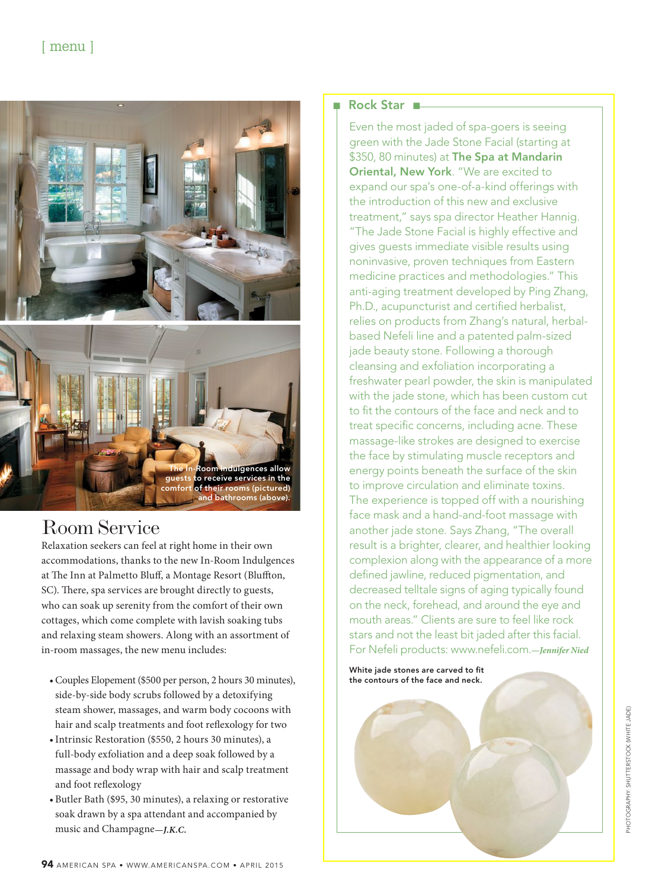The In-Room Indulgences allow guests to receive services in the comfort of their rooms (pictured) and bathrooms (above).

## Room Service

Relaxation seekers can feel at right home in their own accommodations, thanks to the new In-Room Indulgences at The Inn at Palmetto Bluff, a Montage Resort (Bluffton, SC). There, spa services are brought directly to guests, who can soak up serenity from the comfort of their own cottages, which come complete with lavish soaking tubs and relaxing steam showers. Along with an assortment of in-room massages, the new menu includes:

- Couples Elopement ($500 per person, 2 hours 30 minutes), side-by-side body scrubs followed by a detoxifying steam shower, massages, and warm body cocoons with hair and scalp treatments and foot reflexology for two
- Intrinsic Restoration ($550, 2 hours 30 minutes), a full-body exfoliation and a deep soak followed by a massage and body wrap with hair and scalp treatment and foot reflexology
- Butler Bath ($95, 30 minutes), a relaxing or restorative soak drawn by a spa attendant and accompanied by music and Champagne—*J.K.C.*

## Rock Star

Even the most jaded of spa-goers is seeing green with the Jade Stone Facial (starting at $350, 80 minutes) at **The Spa at Mandarin Oriental, New York**. "We are excited to expand our spa's one-of-a-kind offerings with the introduction of this new and exclusive treatment," says spa director Heather Hannig. "The Jade Stone Facial is highly effective and gives guests immediate visible results using noninvasive, proven techniques from Eastern medicine practices and methodologies." This anti-aging treatment developed by Ping Zhang, Ph.D., acupuncturist and certified herbalist, relies on products from Zhang's natural, herbal-based Nefeli line and a patented palm-sized jade beauty stone. Following a thorough cleansing and exfoliation incorporating a freshwater pearl powder, the skin is manipulated with the jade stone, which has been custom cut to fit the contours of the face and neck and to treat specific concerns, including acne. These massage-like strokes are designed to exercise the face by stimulating muscle receptors and energy points beneath the surface of the skin to improve circulation and eliminate toxins. The experience is topped off with a nourishing face mask and a hand-and-foot massage with another jade stone. Says Zhang, "The overall result is a brighter, clearer, and healthier looking complexion along with the appearance of a more defined jawline, reduced pigmentation, and decreased telltale signs of aging typically found on the neck, forehead, and around the eye and mouth areas." Clients are sure to feel like rock stars and not the least bit jaded after this facial. For Nefeli products: www.nefeli.com.—*Jennifer Nied*

White jade stones are carved to fit the contours of the face and neck.

PHOTOGRAPHY: SHUTTERSTOCK (WHITE JADE)